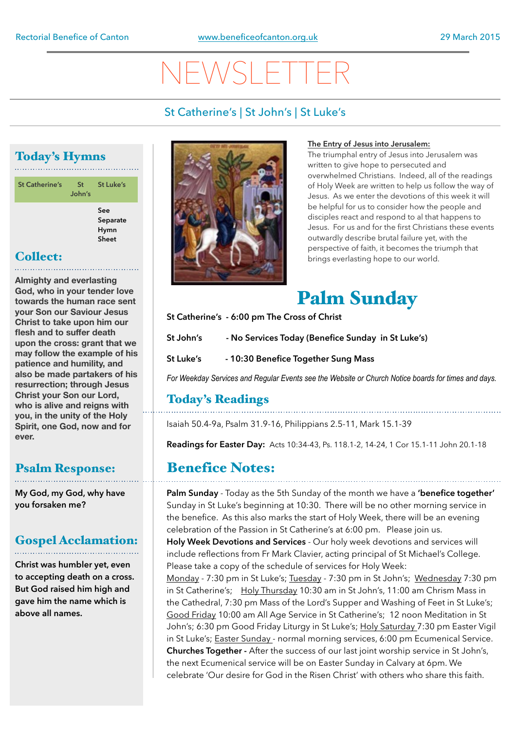Rectorial Benefice of Canton | www.beneficeofcanton.org.uk | 29 March 2015

# NEWSLETTER

St Catherine's | St John's | St Luke's

## Today's Hymns

| St Catherine's | St John's | St Luke's |
|---|---|---|
| | | See Separate Hymn Sheet |

## Collect:

**Almighty and everlasting God, who in your tender love towards the human race sent your Son our Saviour Jesus Christ to take upon him our flesh and to suffer death upon the cross: grant that we may follow the example of his patience and humility, and also be made partakers of his resurrection; through Jesus Christ your Son our Lord, who is alive and reigns with you, in the unity of the Holy Spirit, one God, now and for ever.**

## Psalm Response:

**My God, my God, why have you forsaken me?**

## Gospel Acclamation:

**Christ was humbler yet, even to accepting death on a cross. But God raised him high and gave him the name which is above all names.**

### The Entry of Jesus into Jerusalem:

The triumphal entry of Jesus into Jerusalem was written to give hope to persecuted and overwhelmed Christians. Indeed, all of the readings of Holy Week are written to help us follow the way of Jesus. As we enter the devotions of this week it will be helpful for us to consider how the people and disciples react and respond to al that happens to Jesus. For us and for the first Christians these events outwardly describe brutal failure yet, with the perspective of faith, it becomes the triumph that brings everlasting hope to our world.

## Palm Sunday

**St Catherine's - 6:00 pm The Cross of Christ**

**St John's - No Services Today (Benefice Sunday in St Luke's)**

**St Luke's - 10:30 Benefice Together Sung Mass**

*For Weekday Services and Regular Events see the Website or Church Notice boards for times and days.*

## Today's Readings

Isaiah 50.4-9a, Psalm 31.9-16, Philippians 2.5-11, Mark 15.1-39

**Readings for Easter Day:** Acts 10:34-43, Ps. 118.1-2, 14-24, 1 Cor 15.1-11 John 20.1-18

## Benefice Notes:

**Palm Sunday** - Today as the 5th Sunday of the month we have a **'benefice together'** Sunday in St Luke's beginning at 10:30. There will be no other morning service in the benefice. As this also marks the start of Holy Week, there will be an evening celebration of the Passion in St Catherine's at 6:00 pm. Please join us.

**Holy Week Devotions and Services** - Our holy week devotions and services will include reflections from Fr Mark Clavier, acting principal of St Michael's College. Please take a copy of the schedule of services for Holy Week: Monday - 7:30 pm in St Luke's; Tuesday - 7:30 pm in St John's; Wednesday 7:30 pm in St Catherine's; Holy Thursday 10:30 am in St John's, 11:00 am Chrism Mass in the Cathedral, 7:30 pm Mass of the Lord's Supper and Washing of Feet in St Luke's; Good Friday 10:00 am All Age Service in St Catherine's; 12 noon Meditation in St John's; 6:30 pm Good Friday Liturgy in St Luke's; Holy Saturday 7:30 pm Easter Vigil in St Luke's; Easter Sunday - normal morning services, 6:00 pm Ecumenical Service.

**Churches Together -** After the success of our last joint worship service in St John's, the next Ecumenical service will be on Easter Sunday in Calvary at 6pm. We celebrate 'Our desire for God in the Risen Christ' with others who share this faith.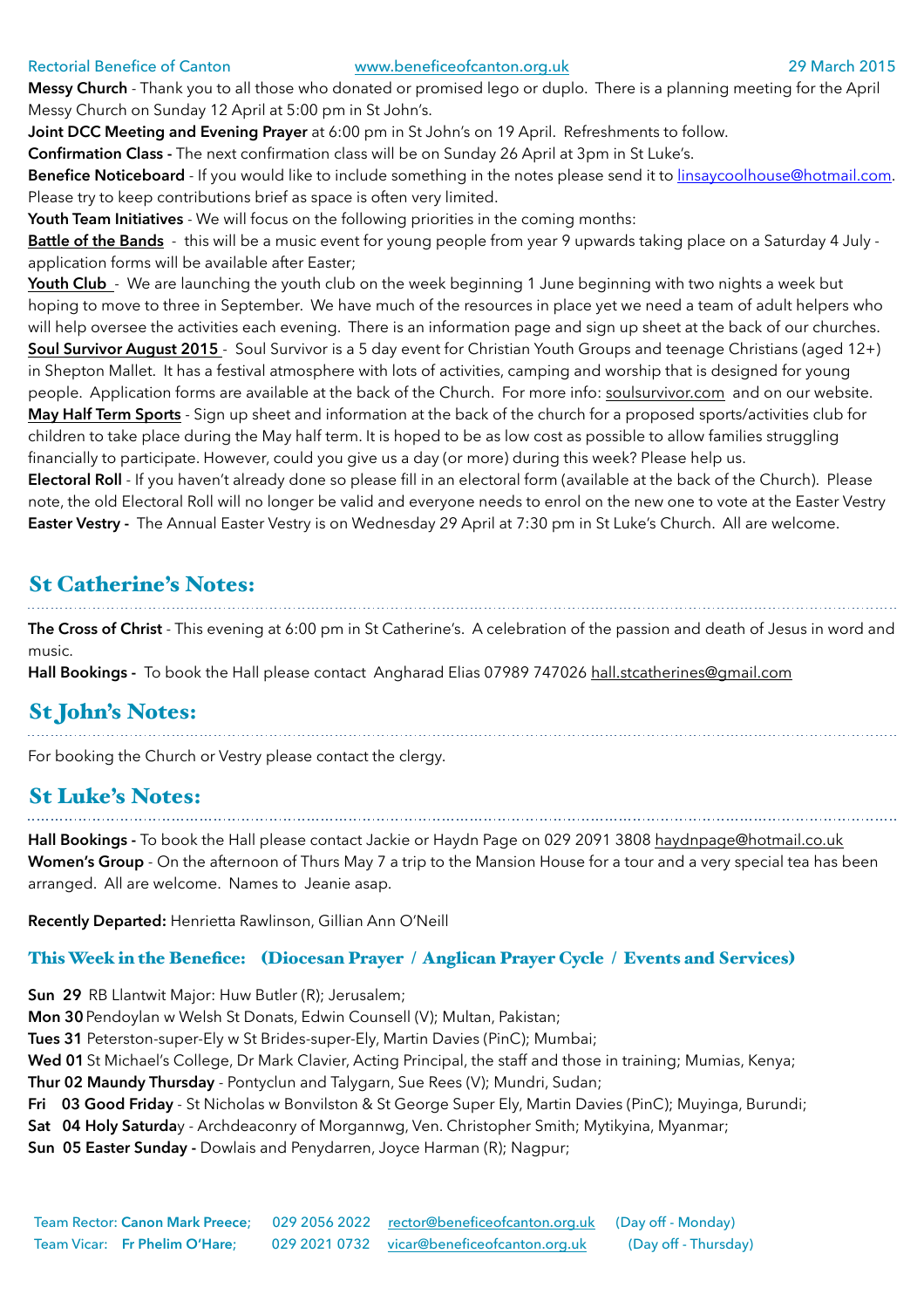Rectorial Benefice of Canton www.beneficeofcanton.org.uk 29 March 2015

**Messy Church** - Thank you to all those who donated or promised lego or duplo. There is a planning meeting for the April Messy Church on Sunday 12 April at 5:00 pm in St John's.

**Joint DCC Meeting and Evening Prayer** at 6:00 pm in St John's on 19 April. Refreshments to follow.

**Confirmation Class -** The next confirmation class will be on Sunday 26 April at 3pm in St Luke's.

**Benefice Noticeboard** - If you would like to include something in the notes please send it to linsaycoolhouse@hotmail.com. Please try to keep contributions brief as space is often very limited.

**Youth Team Initiatives** - We will focus on the following priorities in the coming months:

**Battle of the Bands** - this will be a music event for young people from year 9 upwards taking place on a Saturday 4 July - application forms will be available after Easter;

**Youth Club** - We are launching the youth club on the week beginning 1 June beginning with two nights a week but hoping to move to three in September. We have much of the resources in place yet we need a team of adult helpers who will help oversee the activities each evening. There is an information page and sign up sheet at the back of our churches.

**Soul Survivor August 2015** - Soul Survivor is a 5 day event for Christian Youth Groups and teenage Christians (aged 12+) in Shepton Mallet. It has a festival atmosphere with lots of activities, camping and worship that is designed for young people. Application forms are available at the back of the Church. For more info: soulsurvivor.com and on our website.

**May Half Term Sports** - Sign up sheet and information at the back of the church for a proposed sports/activities club for children to take place during the May half term. It is hoped to be as low cost as possible to allow families struggling financially to participate. However, could you give us a day (or more) during this week? Please help us.

**Electoral Roll** - If you haven't already done so please fill in an electoral form (available at the back of the Church). Please note, the old Electoral Roll will no longer be valid and everyone needs to enrol on the new one to vote at the Easter Vestry

**Easter Vestry -** The Annual Easter Vestry is on Wednesday 29 April at 7:30 pm in St Luke's Church. All are welcome.

## St Catherine's Notes:

**The Cross of Christ** - This evening at 6:00 pm in St Catherine's. A celebration of the passion and death of Jesus in word and music.

**Hall Bookings -** To book the Hall please contact Angharad Elias 07989 747026 hall.stcatherines@gmail.com

## St John's Notes:

For booking the Church or Vestry please contact the clergy.

## St Luke's Notes:

**Hall Bookings -** To book the Hall please contact Jackie or Haydn Page on 029 2091 3808 haydnpage@hotmail.co.uk

**Women's Group** - On the afternoon of Thurs May 7 a trip to the Mansion House for a tour and a very special tea has been arranged. All are welcome. Names to Jeanie asap.

**Recently Departed:** Henrietta Rawlinson, Gillian Ann O'Neill

### This Week in the Benefice: (Diocesan Prayer / Anglican Prayer Cycle / Events and Services)

**Sun 29** RB Llantwit Major: Huw Butler (R); Jerusalem;
**Mon 30** Pendoylan w Welsh St Donats, Edwin Counsell (V); Multan, Pakistan;
**Tues 31** Peterston-super-Ely w St Brides-super-Ely, Martin Davies (PinC); Mumbai;
**Wed 01** St Michael's College, Dr Mark Clavier, Acting Principal, the staff and those in training; Mumias, Kenya;
**Thur 02 Maundy Thursday** - Pontyclun and Talygarn, Sue Rees (V); Mundri, Sudan;
**Fri 03 Good Friday** - St Nicholas w Bonvilston & St George Super Ely, Martin Davies (PinC); Muyinga, Burundi;
**Sat 04 Holy Saturday** - Archdeaconry of Morgannwg, Ven. Christopher Smith; Mytikyina, Myanmar;
**Sun 05 Easter Sunday -** Dowlais and Penydarren, Joyce Harman (R); Nagpur;

Team Rector: **Canon Mark Preece;** 029 2056 2022 rector@beneficeofcanton.org.uk (Day off - Monday)
Team Vicar: **Fr Phelim O'Hare;** 029 2021 0732 vicar@beneficeofcanton.org.uk (Day off - Thursday)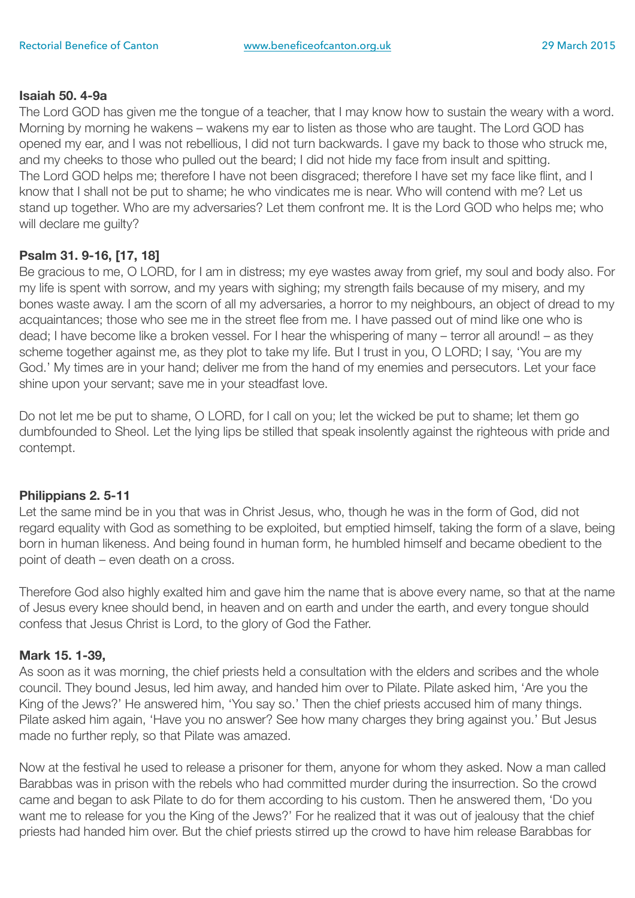**Isaiah 50. 4-9a**

The Lord GOD has given me the tongue of a teacher, that I may know how to sustain the weary with a word. Morning by morning he wakens – wakens my ear to listen as those who are taught. The Lord GOD has opened my ear, and I was not rebellious, I did not turn backwards. I gave my back to those who struck me, and my cheeks to those who pulled out the beard; I did not hide my face from insult and spitting. The Lord GOD helps me; therefore I have not been disgraced; therefore I have set my face like flint, and I know that I shall not be put to shame; he who vindicates me is near. Who will contend with me? Let us stand up together. Who are my adversaries? Let them confront me. It is the Lord GOD who helps me; who will declare me guilty?

**Psalm 31. 9-16, [17, 18]**

Be gracious to me, O LORD, for I am in distress; my eye wastes away from grief, my soul and body also. For my life is spent with sorrow, and my years with sighing; my strength fails because of my misery, and my bones waste away. I am the scorn of all my adversaries, a horror to my neighbours, an object of dread to my acquaintances; those who see me in the street flee from me. I have passed out of mind like one who is dead; I have become like a broken vessel. For I hear the whispering of many – terror all around! – as they scheme together against me, as they plot to take my life. But I trust in you, O LORD; I say, 'You are my God.' My times are in your hand; deliver me from the hand of my enemies and persecutors. Let your face shine upon your servant; save me in your steadfast love.

Do not let me be put to shame, O LORD, for I call on you; let the wicked be put to shame; let them go dumbfounded to Sheol. Let the lying lips be stilled that speak insolently against the righteous with pride and contempt.

**Philippians 2. 5-11**

Let the same mind be in you that was in Christ Jesus, who, though he was in the form of God, did not regard equality with God as something to be exploited, but emptied himself, taking the form of a slave, being born in human likeness. And being found in human form, he humbled himself and became obedient to the point of death – even death on a cross.

Therefore God also highly exalted him and gave him the name that is above every name, so that at the name of Jesus every knee should bend, in heaven and on earth and under the earth, and every tongue should confess that Jesus Christ is Lord, to the glory of God the Father.

**Mark 15. 1-39,**

As soon as it was morning, the chief priests held a consultation with the elders and scribes and the whole council. They bound Jesus, led him away, and handed him over to Pilate. Pilate asked him, 'Are you the King of the Jews?' He answered him, 'You say so.' Then the chief priests accused him of many things. Pilate asked him again, 'Have you no answer? See how many charges they bring against you.' But Jesus made no further reply, so that Pilate was amazed.

Now at the festival he used to release a prisoner for them, anyone for whom they asked. Now a man called Barabbas was in prison with the rebels who had committed murder during the insurrection. So the crowd came and began to ask Pilate to do for them according to his custom. Then he answered them, 'Do you want me to release for you the King of the Jews?' For he realized that it was out of jealousy that the chief priests had handed him over. But the chief priests stirred up the crowd to have him release Barabbas for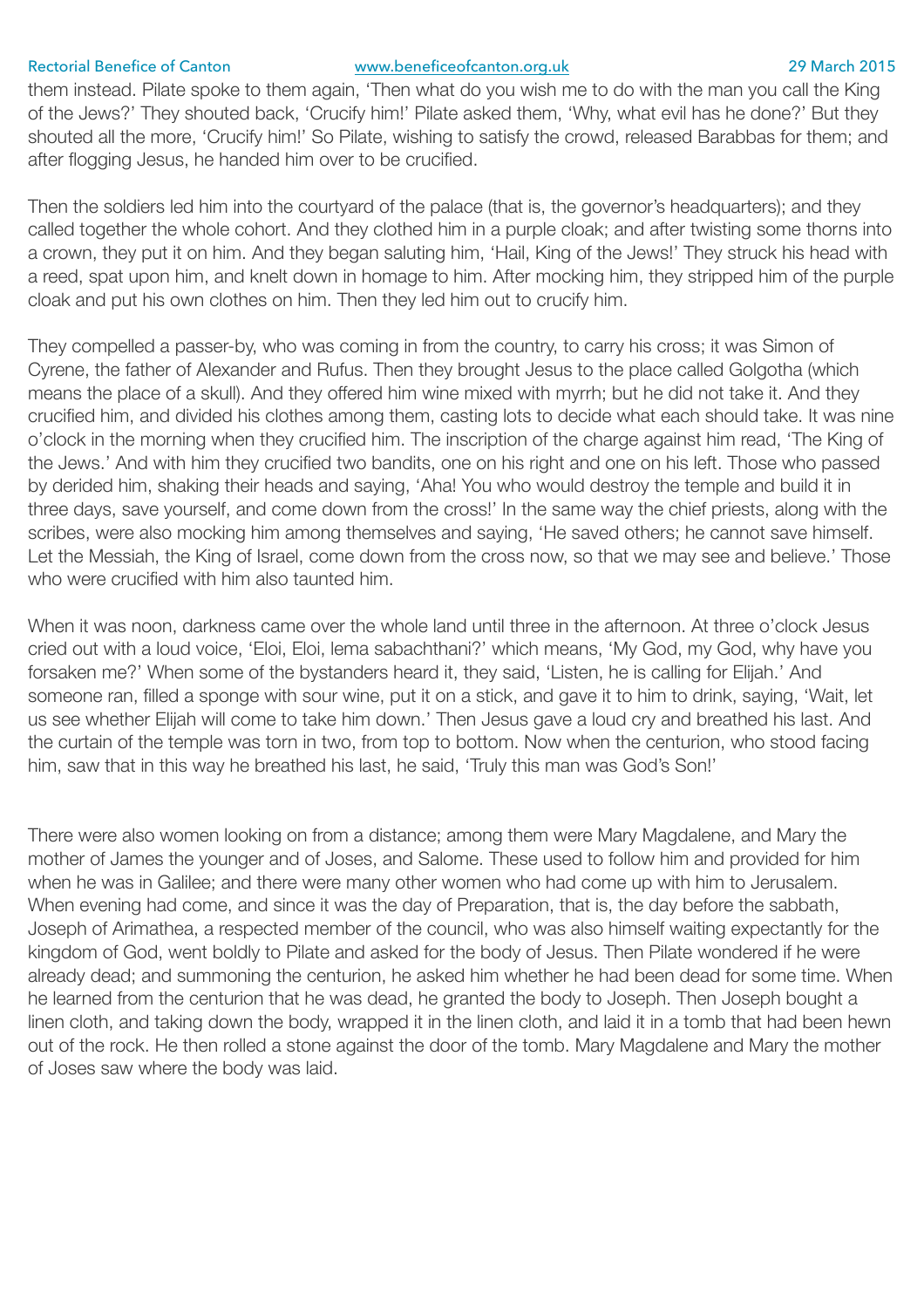them instead. Pilate spoke to them again, 'Then what do you wish me to do with the man you call the King of the Jews?' They shouted back, 'Crucify him!' Pilate asked them, 'Why, what evil has he done?' But they shouted all the more, 'Crucify him!' So Pilate, wishing to satisfy the crowd, released Barabbas for them; and after flogging Jesus, he handed him over to be crucified.

Then the soldiers led him into the courtyard of the palace (that is, the governor's headquarters); and they called together the whole cohort. And they clothed him in a purple cloak; and after twisting some thorns into a crown, they put it on him. And they began saluting him, 'Hail, King of the Jews!' They struck his head with a reed, spat upon him, and knelt down in homage to him. After mocking him, they stripped him of the purple cloak and put his own clothes on him. Then they led him out to crucify him.

They compelled a passer-by, who was coming in from the country, to carry his cross; it was Simon of Cyrene, the father of Alexander and Rufus. Then they brought Jesus to the place called Golgotha (which means the place of a skull). And they offered him wine mixed with myrrh; but he did not take it. And they crucified him, and divided his clothes among them, casting lots to decide what each should take. It was nine o'clock in the morning when they crucified him. The inscription of the charge against him read, 'The King of the Jews.' And with him they crucified two bandits, one on his right and one on his left. Those who passed by derided him, shaking their heads and saying, 'Aha! You who would destroy the temple and build it in three days, save yourself, and come down from the cross!' In the same way the chief priests, along with the scribes, were also mocking him among themselves and saying, 'He saved others; he cannot save himself. Let the Messiah, the King of Israel, come down from the cross now, so that we may see and believe.' Those who were crucified with him also taunted him.

When it was noon, darkness came over the whole land until three in the afternoon. At three o'clock Jesus cried out with a loud voice, 'Eloi, Eloi, lema sabachthani?' which means, 'My God, my God, why have you forsaken me?' When some of the bystanders heard it, they said, 'Listen, he is calling for Elijah.' And someone ran, filled a sponge with sour wine, put it on a stick, and gave it to him to drink, saying, 'Wait, let us see whether Elijah will come to take him down.' Then Jesus gave a loud cry and breathed his last. And the curtain of the temple was torn in two, from top to bottom. Now when the centurion, who stood facing him, saw that in this way he breathed his last, he said, 'Truly this man was God's Son!'

There were also women looking on from a distance; among them were Mary Magdalene, and Mary the mother of James the younger and of Joses, and Salome. These used to follow him and provided for him when he was in Galilee; and there were many other women who had come up with him to Jerusalem. When evening had come, and since it was the day of Preparation, that is, the day before the sabbath, Joseph of Arimathea, a respected member of the council, who was also himself waiting expectantly for the kingdom of God, went boldly to Pilate and asked for the body of Jesus. Then Pilate wondered if he were already dead; and summoning the centurion, he asked him whether he had been dead for some time. When he learned from the centurion that he was dead, he granted the body to Joseph. Then Joseph bought a linen cloth, and taking down the body, wrapped it in the linen cloth, and laid it in a tomb that had been hewn out of the rock. He then rolled a stone against the door of the tomb. Mary Magdalene and Mary the mother of Joses saw where the body was laid.